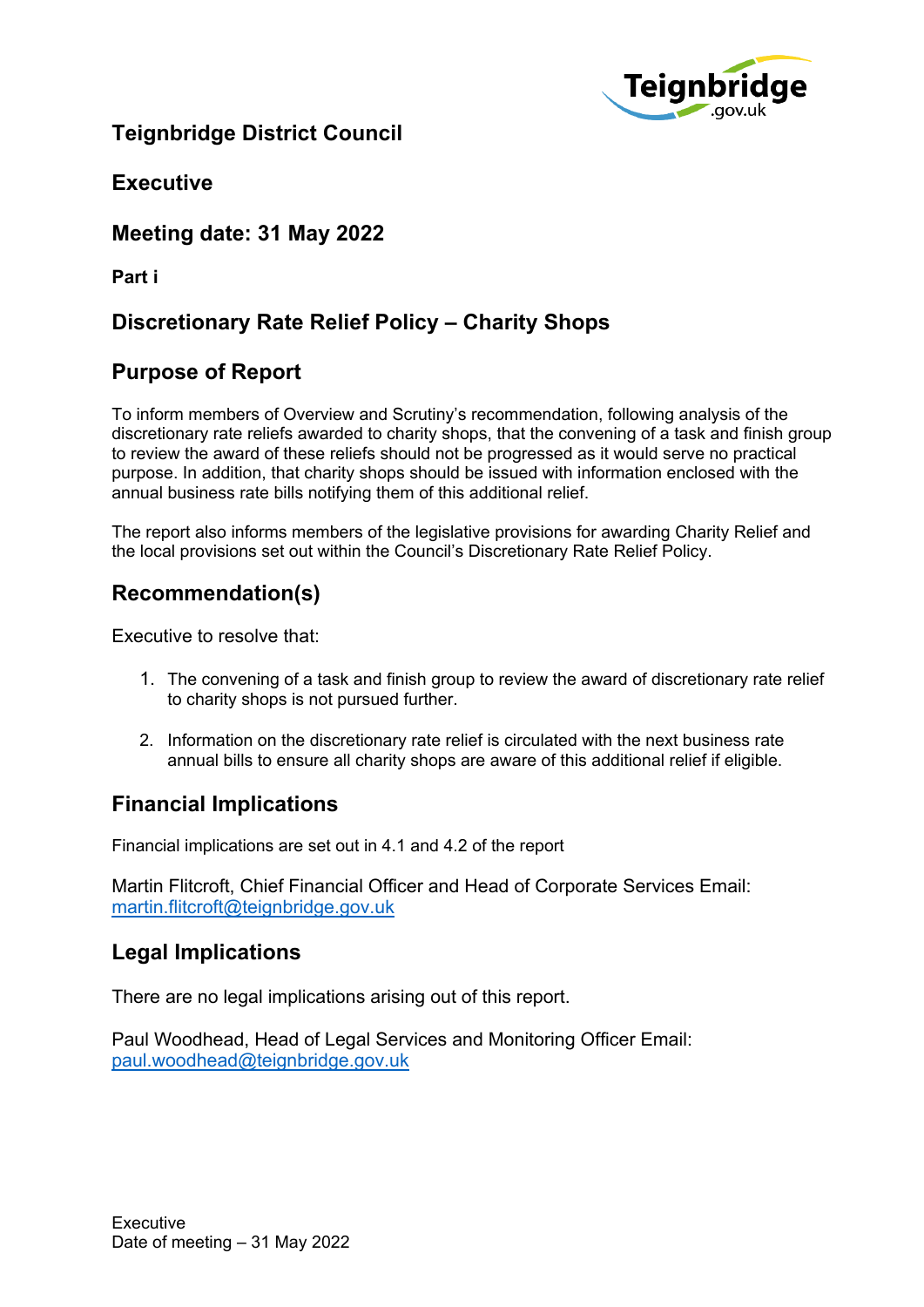# Teignbridge District Council

## Executive

## Meeting date: 31 May 2022

**Part i**

## Discretionary Rate Relief Policy – Charity Shops

## Purpose of Report

To inform members of Overview and Scrutiny's recommendation, following analysis of the discretionary rate reliefs awarded to charity shops, that the convening of a task and finish group to review the award of these reliefs should not be progressed as it would serve no practical purpose. In addition, that charity shops should be issued with information enclosed with the annual business rate bills notifying them of this additional relief.

The report also informs members of the legislative provisions for awarding Charity Relief and the local provisions set out within the Council's Discretionary Rate Relief Policy.

## Recommendation(s)

Executive to resolve that:

1. The convening of a task and finish group to review the award of discretionary rate relief to charity shops is not pursued further.
2. Information on the discretionary rate relief is circulated with the next business rate annual bills to ensure all charity shops are aware of this additional relief if eligible.

## Financial Implications

Financial implications are set out in 4.1 and 4.2 of the report

Martin Flitcroft, Chief Financial Officer and Head of Corporate Services Email: martin.flitcroft@teignbridge.gov.uk

## Legal Implications

There are no legal implications arising out of this report.

Paul Woodhead, Head of Legal Services and Monitoring Officer Email: paul.woodhead@teignbridge.gov.uk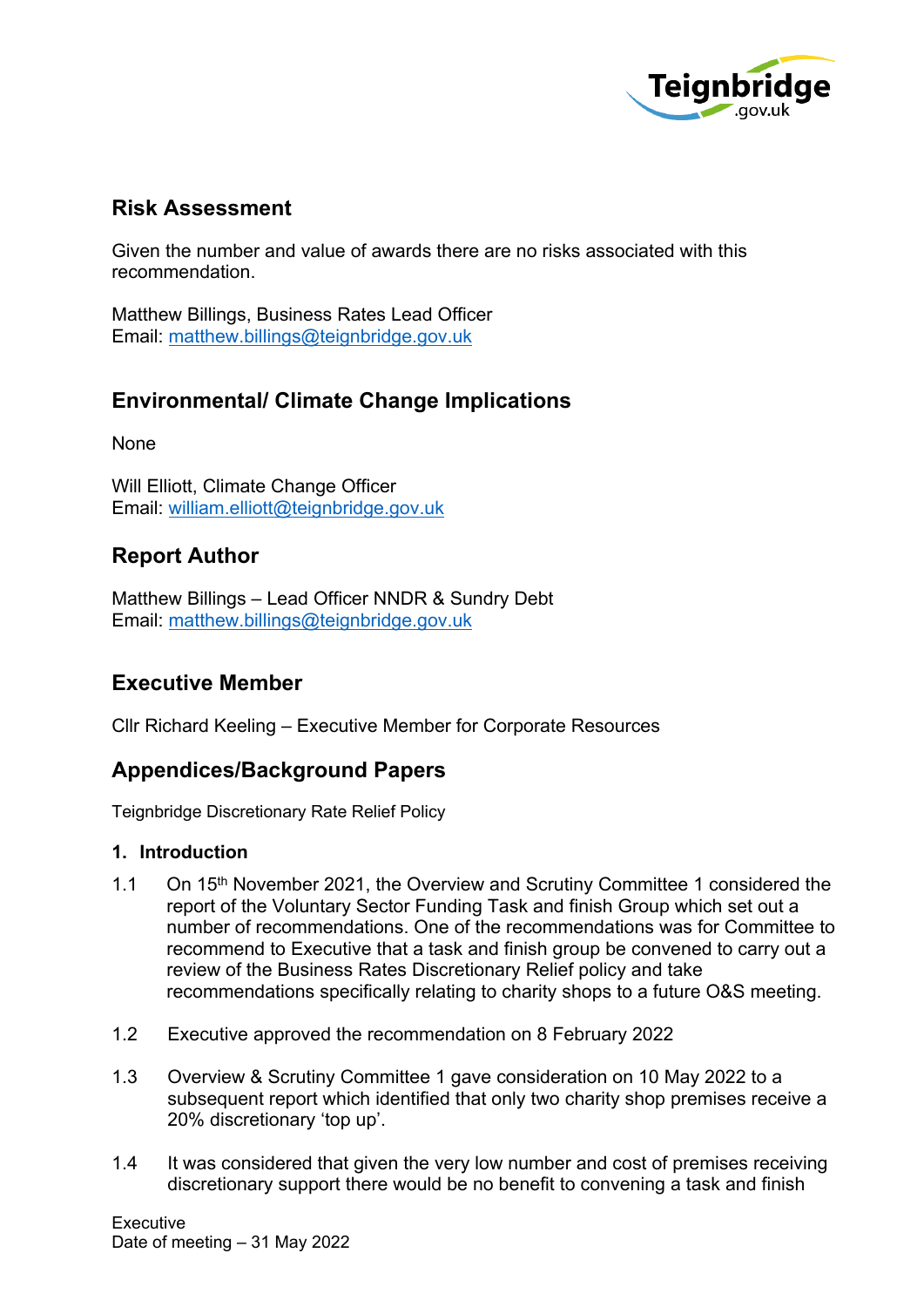## Risk Assessment

Given the number and value of awards there are no risks associated with this recommendation.

Matthew Billings, Business Rates Lead Officer
Email: matthew.billings@teignbridge.gov.uk

## Environmental/ Climate Change Implications

None

Will Elliott, Climate Change Officer
Email: william.elliott@teignbridge.gov.uk

## Report Author

Matthew Billings – Lead Officer NNDR & Sundry Debt
Email: matthew.billings@teignbridge.gov.uk

## Executive Member

Cllr Richard Keeling – Executive Member for Corporate Resources

## Appendices/Background Papers

Teignbridge Discretionary Rate Relief Policy

### 1. Introduction

1.1 On 15th November 2021, the Overview and Scrutiny Committee 1 considered the report of the Voluntary Sector Funding Task and finish Group which set out a number of recommendations. One of the recommendations was for Committee to recommend to Executive that a task and finish group be convened to carry out a review of the Business Rates Discretionary Relief policy and take recommendations specifically relating to charity shops to a future O&S meeting.

1.2 Executive approved the recommendation on 8 February 2022

1.3 Overview & Scrutiny Committee 1 gave consideration on 10 May 2022 to a subsequent report which identified that only two charity shop premises receive a 20% discretionary 'top up'.

1.4 It was considered that given the very low number and cost of premises receiving discretionary support there would be no benefit to convening a task and finish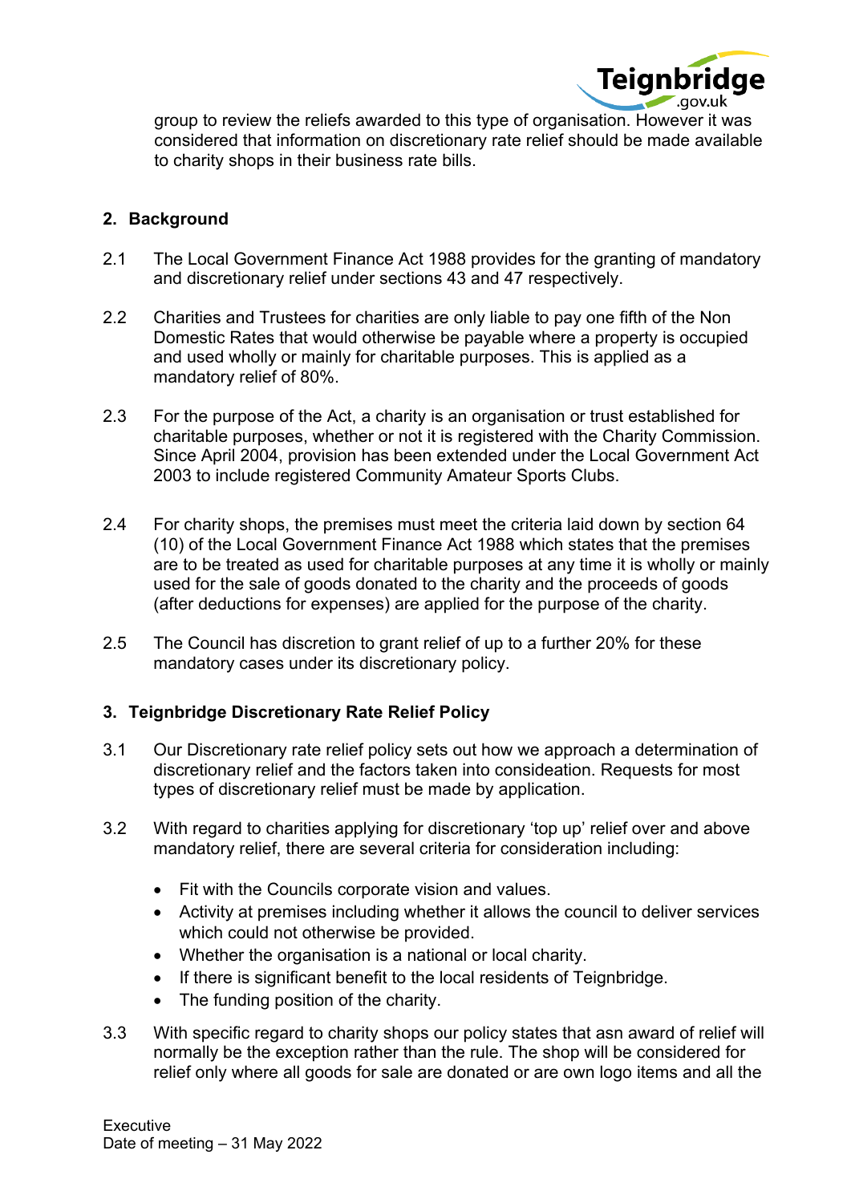group to review the reliefs awarded to this type of organisation. However it was considered that information on discretionary rate relief should be made available to charity shops in their business rate bills.

## 2. Background

2.1 The Local Government Finance Act 1988 provides for the granting of mandatory and discretionary relief under sections 43 and 47 respectively.

2.2 Charities and Trustees for charities are only liable to pay one fifth of the Non Domestic Rates that would otherwise be payable where a property is occupied and used wholly or mainly for charitable purposes. This is applied as a mandatory relief of 80%.

2.3 For the purpose of the Act, a charity is an organisation or trust established for charitable purposes, whether or not it is registered with the Charity Commission. Since April 2004, provision has been extended under the Local Government Act 2003 to include registered Community Amateur Sports Clubs.

2.4 For charity shops, the premises must meet the criteria laid down by section 64 (10) of the Local Government Finance Act 1988 which states that the premises are to be treated as used for charitable purposes at any time it is wholly or mainly used for the sale of goods donated to the charity and the proceeds of goods (after deductions for expenses) are applied for the purpose of the charity.

2.5 The Council has discretion to grant relief of up to a further 20% for these mandatory cases under its discretionary policy.

## 3. Teignbridge Discretionary Rate Relief Policy

3.1 Our Discretionary rate relief policy sets out how we approach a determination of discretionary relief and the factors taken into consideation. Requests for most types of discretionary relief must be made by application.

3.2 With regard to charities applying for discretionary 'top up' relief over and above mandatory relief, there are several criteria for consideration including:

- Fit with the Councils corporate vision and values.
- Activity at premises including whether it allows the council to deliver services which could not otherwise be provided.
- Whether the organisation is a national or local charity.
- If there is significant benefit to the local residents of Teignbridge.
- The funding position of the charity.

3.3 With specific regard to charity shops our policy states that asn award of relief will normally be the exception rather than the rule. The shop will be considered for relief only where all goods for sale are donated or are own logo items and all the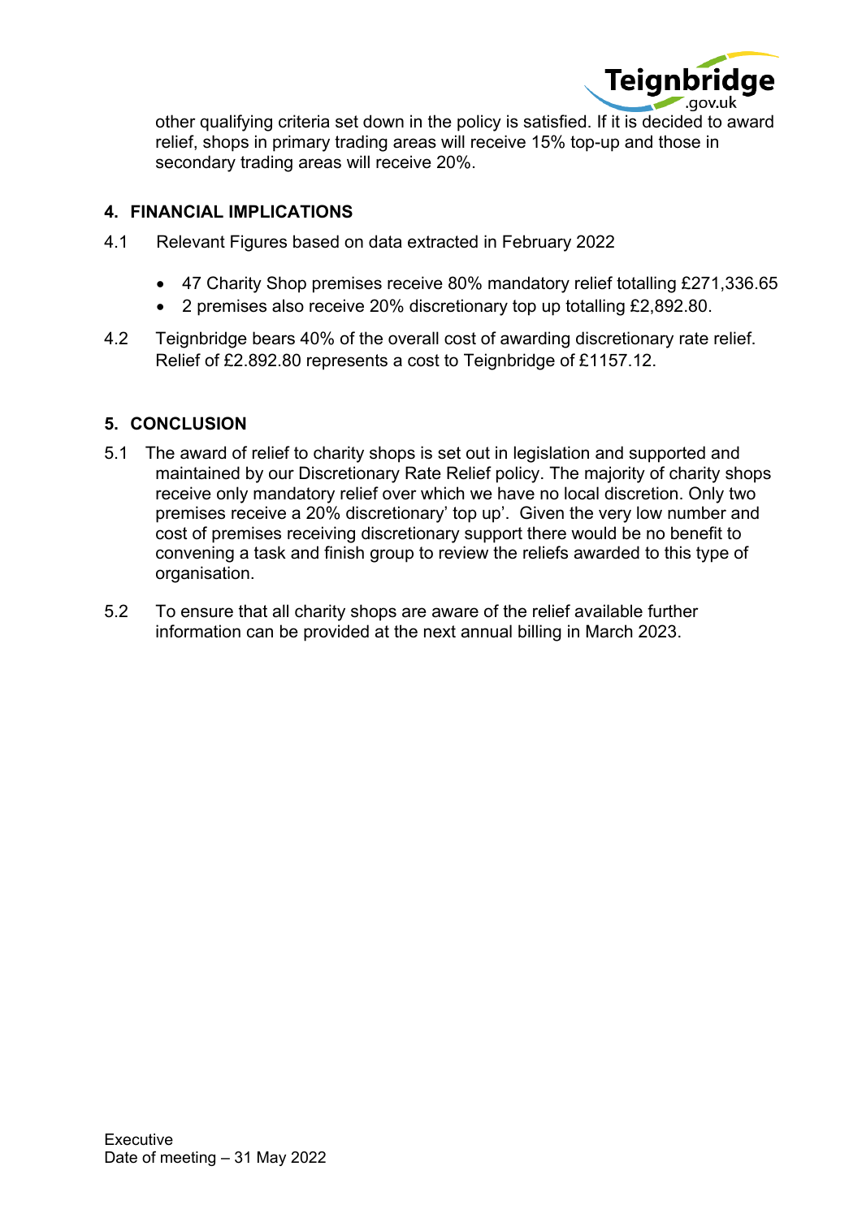other qualifying criteria set down in the policy is satisfied. If it is decided to award relief, shops in primary trading areas will receive 15% top-up and those in secondary trading areas will receive 20%.

## 4. FINANCIAL IMPLICATIONS

4.1 Relevant Figures based on data extracted in February 2022

- 47 Charity Shop premises receive 80% mandatory relief totalling £271,336.65
- 2 premises also receive 20% discretionary top up totalling £2,892.80.

4.2 Teignbridge bears 40% of the overall cost of awarding discretionary rate relief. Relief of £2.892.80 represents a cost to Teignbridge of £1157.12.

## 5. CONCLUSION

5.1 The award of relief to charity shops is set out in legislation and supported and maintained by our Discretionary Rate Relief policy. The majority of charity shops receive only mandatory relief over which we have no local discretion. Only two premises receive a 20% discretionary' top up'. Given the very low number and cost of premises receiving discretionary support there would be no benefit to convening a task and finish group to review the reliefs awarded to this type of organisation.

5.2 To ensure that all charity shops are aware of the relief available further information can be provided at the next annual billing in March 2023.

Executive
Date of meeting – 31 May 2022